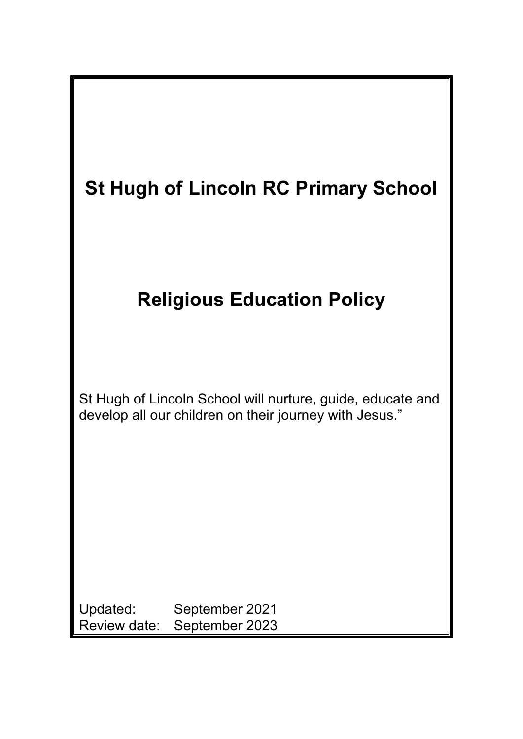# St Hugh of Lincoln RC Primary School

# Religious Education Policy

St Hugh of Lincoln School will nurture, guide, educate and develop all our children on their journey with Jesus."

Updated: September 2021
Review date: September 2023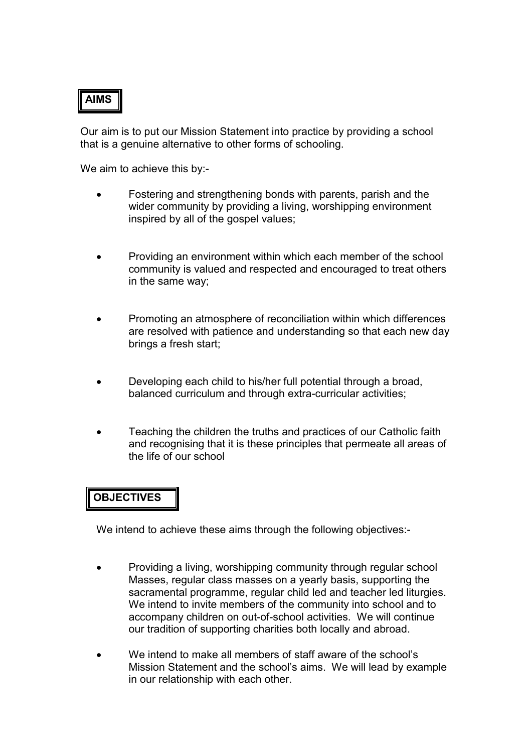## AIMS

Our aim is to put our Mission Statement into practice by providing a school that is a genuine alternative to other forms of schooling.

We aim to achieve this by:-

- Fostering and strengthening bonds with parents, parish and the wider community by providing a living, worshipping environment inspired by all of the gospel values;
- Providing an environment within which each member of the school community is valued and respected and encouraged to treat others in the same way;
- Promoting an atmosphere of reconciliation within which differences are resolved with patience and understanding so that each new day brings a fresh start;
- Developing each child to his/her full potential through a broad, balanced curriculum and through extra-curricular activities;
- Teaching the children the truths and practices of our Catholic faith and recognising that it is these principles that permeate all areas of the life of our school

## OBJECTIVES

We intend to achieve these aims through the following objectives:-

- Providing a living, worshipping community through regular school Masses, regular class masses on a yearly basis, supporting the sacramental programme, regular child led and teacher led liturgies. We intend to invite members of the community into school and to accompany children on out-of-school activities. We will continue our tradition of supporting charities both locally and abroad.
- We intend to make all members of staff aware of the school's Mission Statement and the school's aims. We will lead by example in our relationship with each other.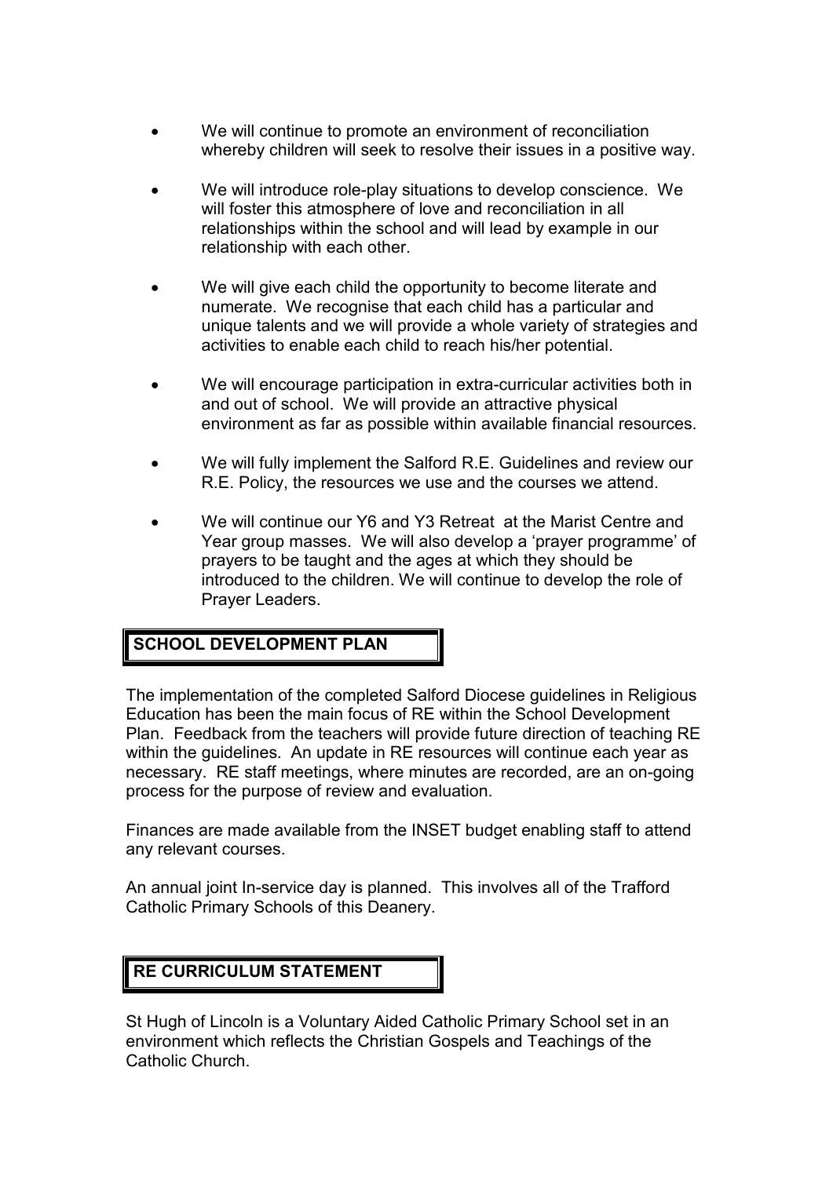- We will continue to promote an environment of reconciliation whereby children will seek to resolve their issues in a positive way.

- We will introduce role-play situations to develop conscience. We will foster this atmosphere of love and reconciliation in all relationships within the school and will lead by example in our relationship with each other.

- We will give each child the opportunity to become literate and numerate. We recognise that each child has a particular and unique talents and we will provide a whole variety of strategies and activities to enable each child to reach his/her potential.

- We will encourage participation in extra-curricular activities both in and out of school. We will provide an attractive physical environment as far as possible within available financial resources.

- We will fully implement the Salford R.E. Guidelines and review our R.E. Policy, the resources we use and the courses we attend.

- We will continue our Y6 and Y3 Retreat at the Marist Centre and Year group masses. We will also develop a 'prayer programme' of prayers to be taught and the ages at which they should be introduced to the children. We will continue to develop the role of Prayer Leaders.

## SCHOOL DEVELOPMENT PLAN

The implementation of the completed Salford Diocese guidelines in Religious Education has been the main focus of RE within the School Development Plan. Feedback from the teachers will provide future direction of teaching RE within the guidelines. An update in RE resources will continue each year as necessary. RE staff meetings, where minutes are recorded, are an on-going process for the purpose of review and evaluation.

Finances are made available from the INSET budget enabling staff to attend any relevant courses.

An annual joint In-service day is planned. This involves all of the Trafford Catholic Primary Schools of this Deanery.

## RE CURRICULUM STATEMENT

St Hugh of Lincoln is a Voluntary Aided Catholic Primary School set in an environment which reflects the Christian Gospels and Teachings of the Catholic Church.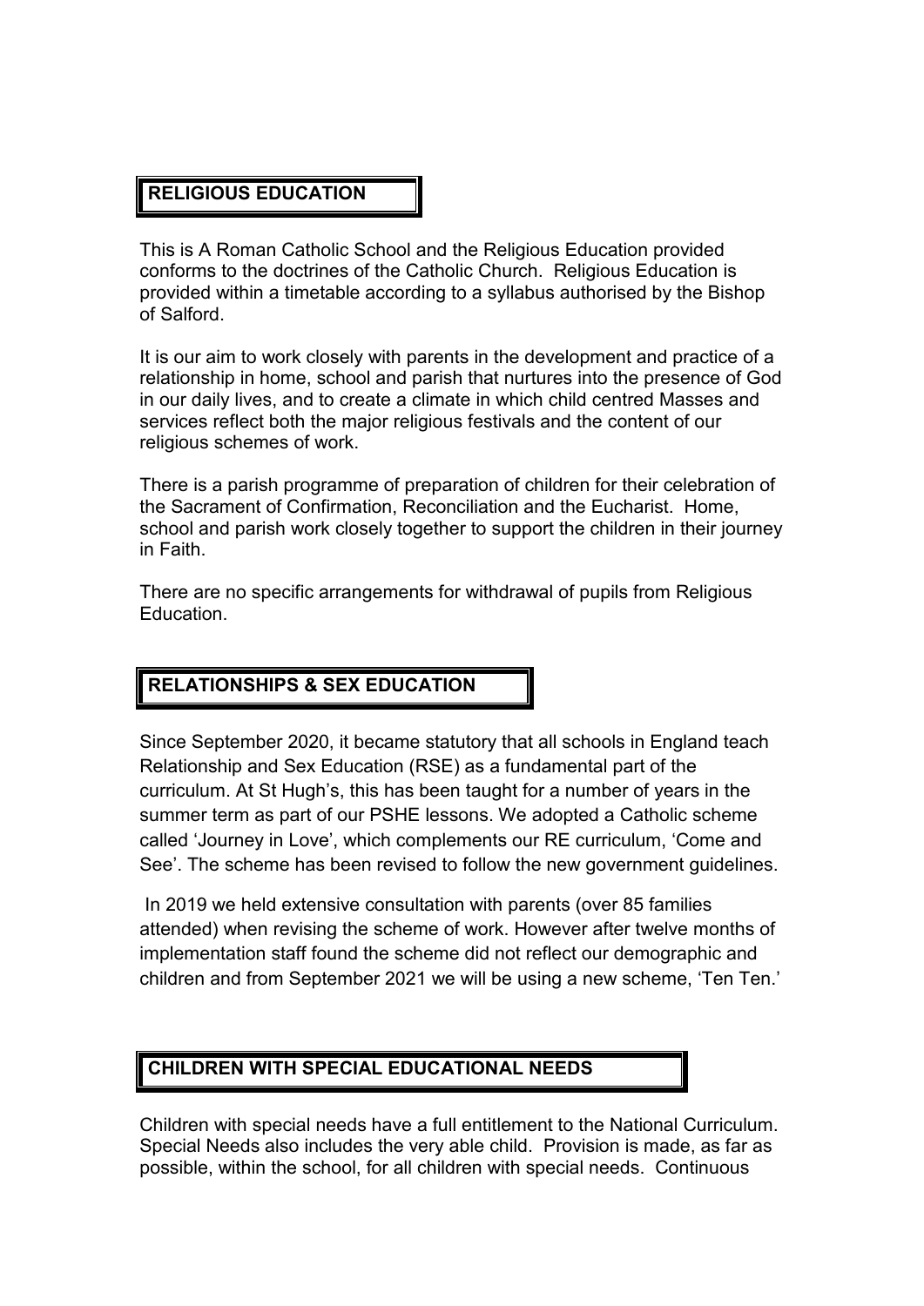## RELIGIOUS EDUCATION

This is A Roman Catholic School and the Religious Education provided conforms to the doctrines of the Catholic Church. Religious Education is provided within a timetable according to a syllabus authorised by the Bishop of Salford.

It is our aim to work closely with parents in the development and practice of a relationship in home, school and parish that nurtures into the presence of God in our daily lives, and to create a climate in which child centred Masses and services reflect both the major religious festivals and the content of our religious schemes of work.

There is a parish programme of preparation of children for their celebration of the Sacrament of Confirmation, Reconciliation and the Eucharist. Home, school and parish work closely together to support the children in their journey in Faith.

There are no specific arrangements for withdrawal of pupils from Religious Education.

## RELATIONSHIPS & SEX EDUCATION

Since September 2020, it became statutory that all schools in England teach Relationship and Sex Education (RSE) as a fundamental part of the curriculum. At St Hugh's, this has been taught for a number of years in the summer term as part of our PSHE lessons. We adopted a Catholic scheme called 'Journey in Love', which complements our RE curriculum, 'Come and See'. The scheme has been revised to follow the new government guidelines.

In 2019 we held extensive consultation with parents (over 85 families attended) when revising the scheme of work. However after twelve months of implementation staff found the scheme did not reflect our demographic and children and from September 2021 we will be using a new scheme, 'Ten Ten.'

## CHILDREN WITH SPECIAL EDUCATIONAL NEEDS

Children with special needs have a full entitlement to the National Curriculum. Special Needs also includes the very able child. Provision is made, as far as possible, within the school, for all children with special needs. Continuous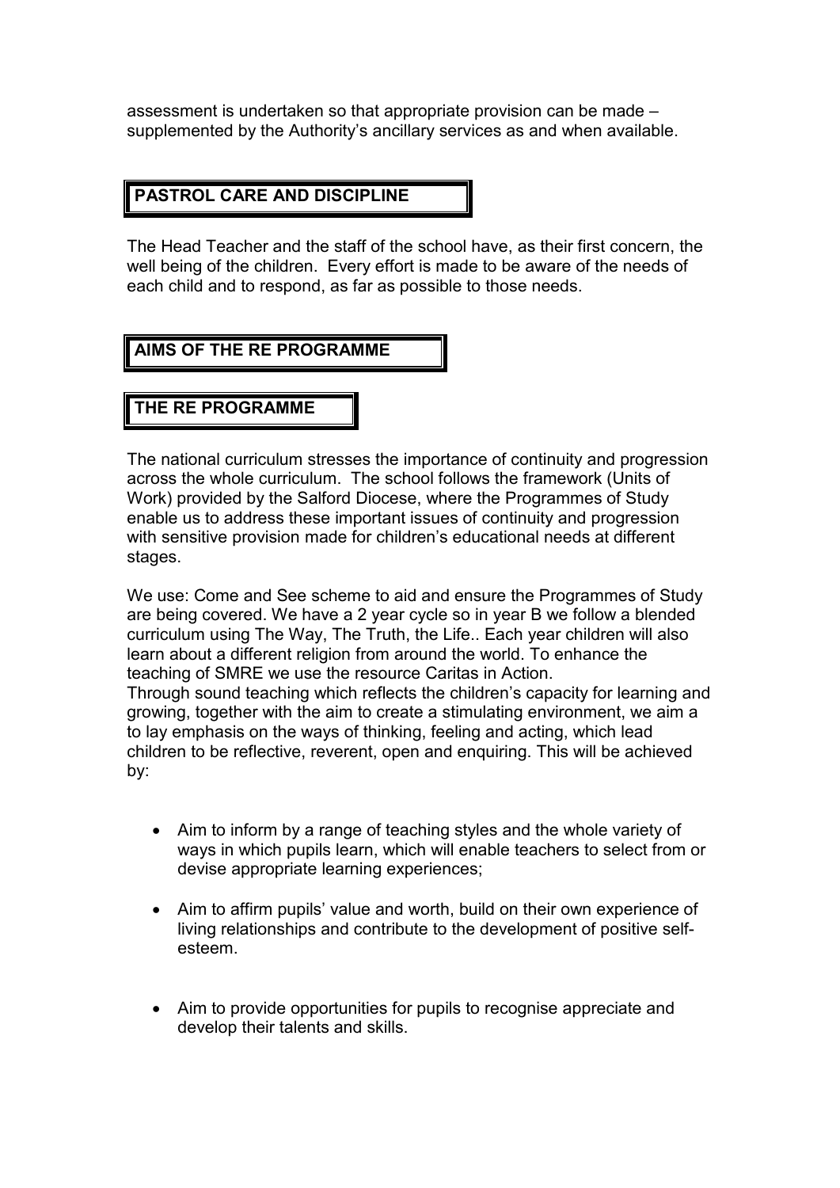assessment is undertaken so that appropriate provision can be made – supplemented by the Authority's ancillary services as and when available.

## PASTROL CARE AND DISCIPLINE

The Head Teacher and the staff of the school have, as their first concern, the well being of the children. Every effort is made to be aware of the needs of each child and to respond, as far as possible to those needs.

## AIMS OF THE RE PROGRAMME

## THE RE PROGRAMME

The national curriculum stresses the importance of continuity and progression across the whole curriculum. The school follows the framework (Units of Work) provided by the Salford Diocese, where the Programmes of Study enable us to address these important issues of continuity and progression with sensitive provision made for children's educational needs at different stages.

We use: Come and See scheme to aid and ensure the Programmes of Study are being covered. We have a 2 year cycle so in year B we follow a blended curriculum using The Way, The Truth, the Life.. Each year children will also learn about a different religion from around the world. To enhance the teaching of SMRE we use the resource Caritas in Action.
Through sound teaching which reflects the children's capacity for learning and growing, together with the aim to create a stimulating environment, we aim a to lay emphasis on the ways of thinking, feeling and acting, which lead children to be reflective, reverent, open and enquiring. This will be achieved by:

- Aim to inform by a range of teaching styles and the whole variety of ways in which pupils learn, which will enable teachers to select from or devise appropriate learning experiences;
- Aim to affirm pupils' value and worth, build on their own experience of living relationships and contribute to the development of positive self-esteem.
- Aim to provide opportunities for pupils to recognise appreciate and develop their talents and skills.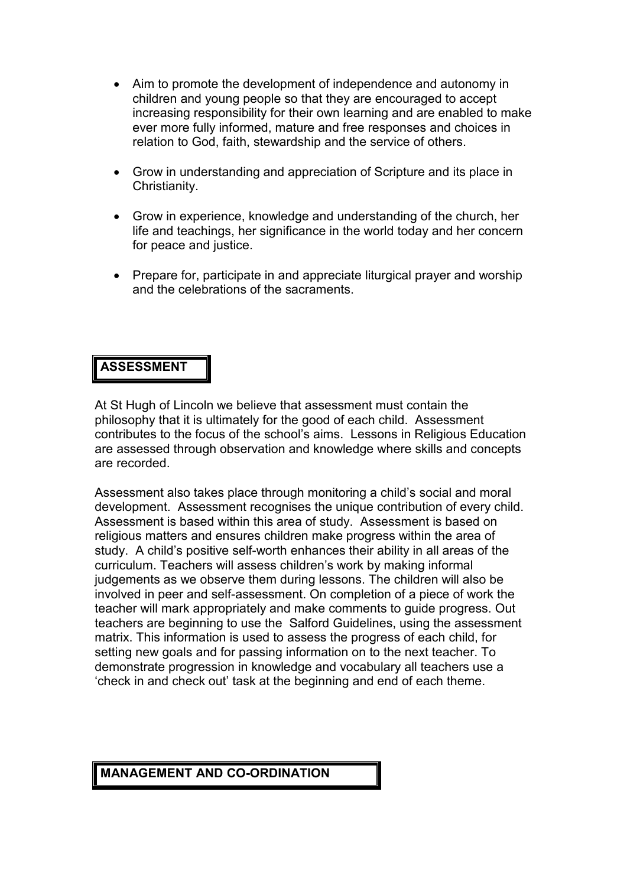- Aim to promote the development of independence and autonomy in children and young people so that they are encouraged to accept increasing responsibility for their own learning and are enabled to make ever more fully informed, mature and free responses and choices in relation to God, faith, stewardship and the service of others.

- Grow in understanding and appreciation of Scripture and its place in Christianity.

- Grow in experience, knowledge and understanding of the church, her life and teachings, her significance in the world today and her concern for peace and justice.

- Prepare for, participate in and appreciate liturgical prayer and worship and the celebrations of the sacraments.

## ASSESSMENT

At St Hugh of Lincoln we believe that assessment must contain the philosophy that it is ultimately for the good of each child. Assessment contributes to the focus of the school's aims. Lessons in Religious Education are assessed through observation and knowledge where skills and concepts are recorded.

Assessment also takes place through monitoring a child's social and moral development. Assessment recognises the unique contribution of every child. Assessment is based within this area of study. Assessment is based on religious matters and ensures children make progress within the area of study. A child's positive self-worth enhances their ability in all areas of the curriculum. Teachers will assess children's work by making informal judgements as we observe them during lessons. The children will also be involved in peer and self-assessment. On completion of a piece of work the teacher will mark appropriately and make comments to guide progress. Out teachers are beginning to use the Salford Guidelines, using the assessment matrix. This information is used to assess the progress of each child, for setting new goals and for passing information on to the next teacher. To demonstrate progression in knowledge and vocabulary all teachers use a 'check in and check out' task at the beginning and end of each theme.

## MANAGEMENT AND CO-ORDINATION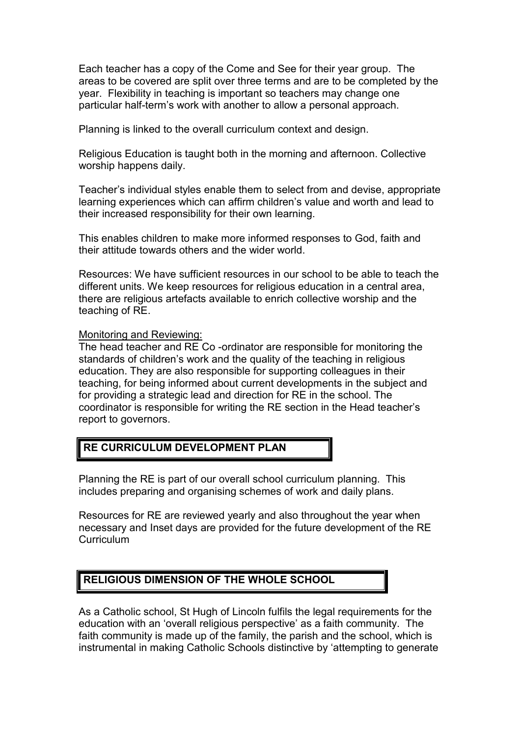Each teacher has a copy of the Come and See for their year group. The areas to be covered are split over three terms and are to be completed by the year. Flexibility in teaching is important so teachers may change one particular half-term's work with another to allow a personal approach.

Planning is linked to the overall curriculum context and design.

Religious Education is taught both in the morning and afternoon. Collective worship happens daily.

Teacher's individual styles enable them to select from and devise, appropriate learning experiences which can affirm children's value and worth and lead to their increased responsibility for their own learning.

This enables children to make more informed responses to God, faith and their attitude towards others and the wider world.

Resources: We have sufficient resources in our school to be able to teach the different units. We keep resources for religious education in a central area, there are religious artefacts available to enrich collective worship and the teaching of RE.

Monitoring and Reviewing:
The head teacher and RE Co -ordinator are responsible for monitoring the standards of children's work and the quality of the teaching in religious education. They are also responsible for supporting colleagues in their teaching, for being informed about current developments in the subject and for providing a strategic lead and direction for RE in the school. The coordinator is responsible for writing the RE section in the Head teacher's report to governors.

## RE CURRICULUM DEVELOPMENT PLAN

Planning the RE is part of our overall school curriculum planning. This includes preparing and organising schemes of work and daily plans.

Resources for RE are reviewed yearly and also throughout the year when necessary and Inset days are provided for the future development of the RE Curriculum

## RELIGIOUS DIMENSION OF THE WHOLE SCHOOL

As a Catholic school, St Hugh of Lincoln fulfils the legal requirements for the education with an 'overall religious perspective' as a faith community. The faith community is made up of the family, the parish and the school, which is instrumental in making Catholic Schools distinctive by 'attempting to generate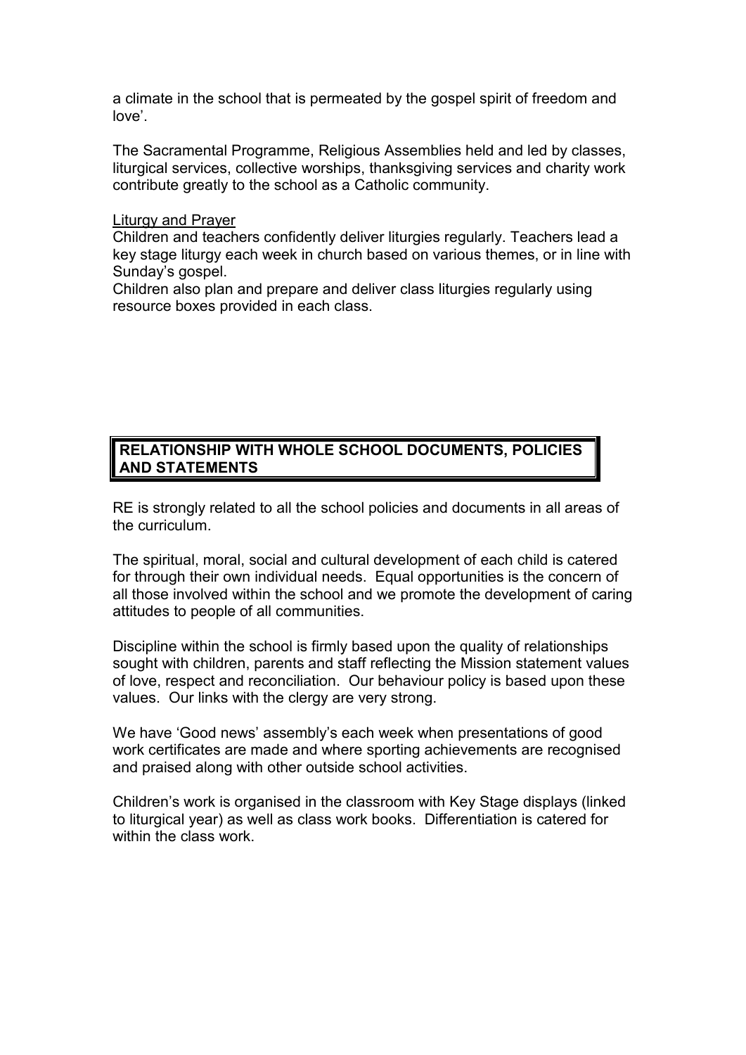a climate in the school that is permeated by the gospel spirit of freedom and love'.

The Sacramental Programme, Religious Assemblies held and led by classes, liturgical services, collective worships, thanksgiving services and charity work contribute greatly to the school as a Catholic community.

Liturgy and Prayer

Children and teachers confidently deliver liturgies regularly. Teachers lead a key stage liturgy each week in church based on various themes, or in line with Sunday's gospel.

Children also plan and prepare and deliver class liturgies regularly using resource boxes provided in each class.

## RELATIONSHIP WITH WHOLE SCHOOL DOCUMENTS, POLICIES AND STATEMENTS

RE is strongly related to all the school policies and documents in all areas of the curriculum.

The spiritual, moral, social and cultural development of each child is catered for through their own individual needs. Equal opportunities is the concern of all those involved within the school and we promote the development of caring attitudes to people of all communities.

Discipline within the school is firmly based upon the quality of relationships sought with children, parents and staff reflecting the Mission statement values of love, respect and reconciliation. Our behaviour policy is based upon these values. Our links with the clergy are very strong.

We have 'Good news' assembly's each week when presentations of good work certificates are made and where sporting achievements are recognised and praised along with other outside school activities.

Children's work is organised in the classroom with Key Stage displays (linked to liturgical year) as well as class work books. Differentiation is catered for within the class work.